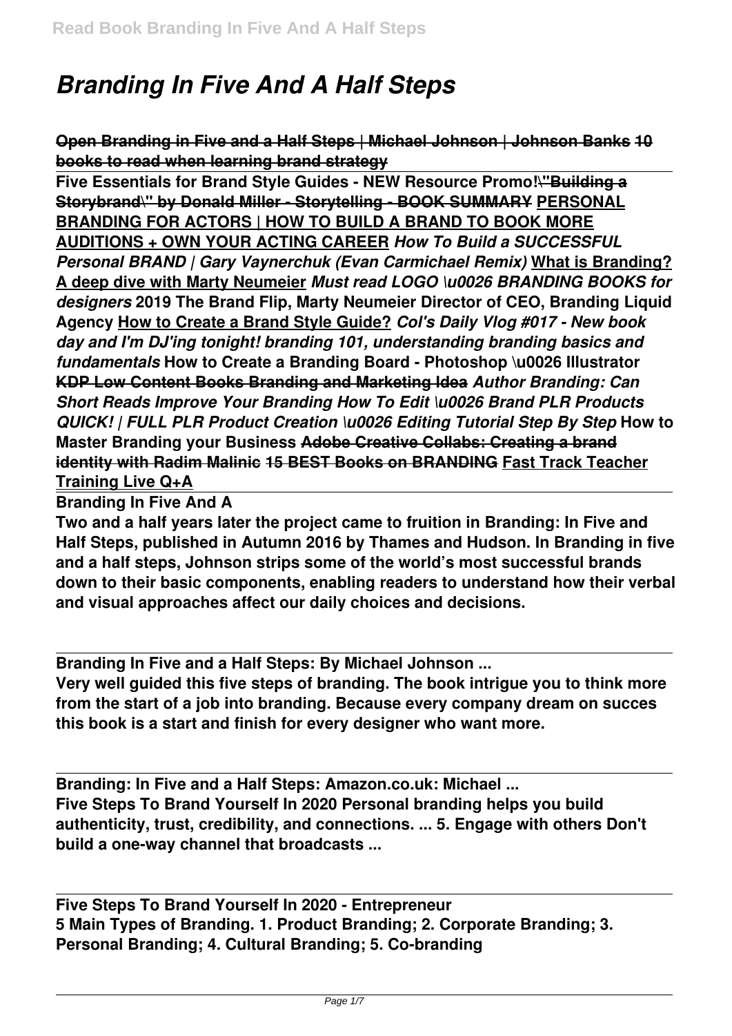# *Branding In Five And A Half Steps*

**Open Branding in Five and a Half Steps | Michael Johnson | Johnson Banks** **10 books to read when learning brand strategy**

**Five Essentials for Brand Style Guides - NEW Resource Promo!** **\"Building a Storybrand\" by Donald Miller - Storytelling - BOOK SUMMARY** **PERSONAL BRANDING FOR ACTORS | HOW TO BUILD A BRAND TO BOOK MORE AUDITIONS + OWN YOUR ACTING CAREER** ***How To Build a SUCCESSFUL Personal BRAND | Gary Vaynerchuk (Evan Carmichael Remix)*** **What is Branding? A deep dive with Marty Neumeier** ***Must read LOGO \u0026 BRANDING BOOKS for designers*** **2019 The Brand Flip, Marty Neumeier Director of CEO, Branding Liquid Agency** **How to Create a Brand Style Guide?** ***Col's Daily Vlog #017 - New book day and I'm DJ'ing tonight! branding 101, understanding branding basics and fundamentals*** **How to Create a Branding Board - Photoshop \u0026 Illustrator** **KDP Low Content Books Branding and Marketing Idea** ***Author Branding: Can Short Reads Improve Your Branding How To Edit \u0026 Brand PLR Products QUICK! | FULL PLR Product Creation \u0026 Editing Tutorial Step By Step*** **How to Master Branding your Business** **Adobe Creative Collabs: Creating a brand identity with Radim Malinic** **15 BEST Books on BRANDING** **Fast Track Teacher Training Live Q+A**

**Branding In Five And A**

**Two and a half years later the project came to fruition in Branding: In Five and Half Steps, published in Autumn 2016 by Thames and Hudson. In Branding in five and a half steps, Johnson strips some of the world's most successful brands down to their basic components, enabling readers to understand how their verbal and visual approaches affect our daily choices and decisions.**

**Branding In Five and a Half Steps: By Michael Johnson ...**

**Very well guided this five steps of branding. The book intrigue you to think more from the start of a job into branding. Because every company dream on succes this book is a start and finish for every designer who want more.**

**Branding: In Five and a Half Steps: Amazon.co.uk: Michael ...**

**Five Steps To Brand Yourself In 2020 Personal branding helps you build authenticity, trust, credibility, and connections. ... 5. Engage with others Don't build a one-way channel that broadcasts ...**

**Five Steps To Brand Yourself In 2020 - Entrepreneur**

**5 Main Types of Branding. 1. Product Branding; 2. Corporate Branding; 3. Personal Branding; 4. Cultural Branding; 5. Co-branding**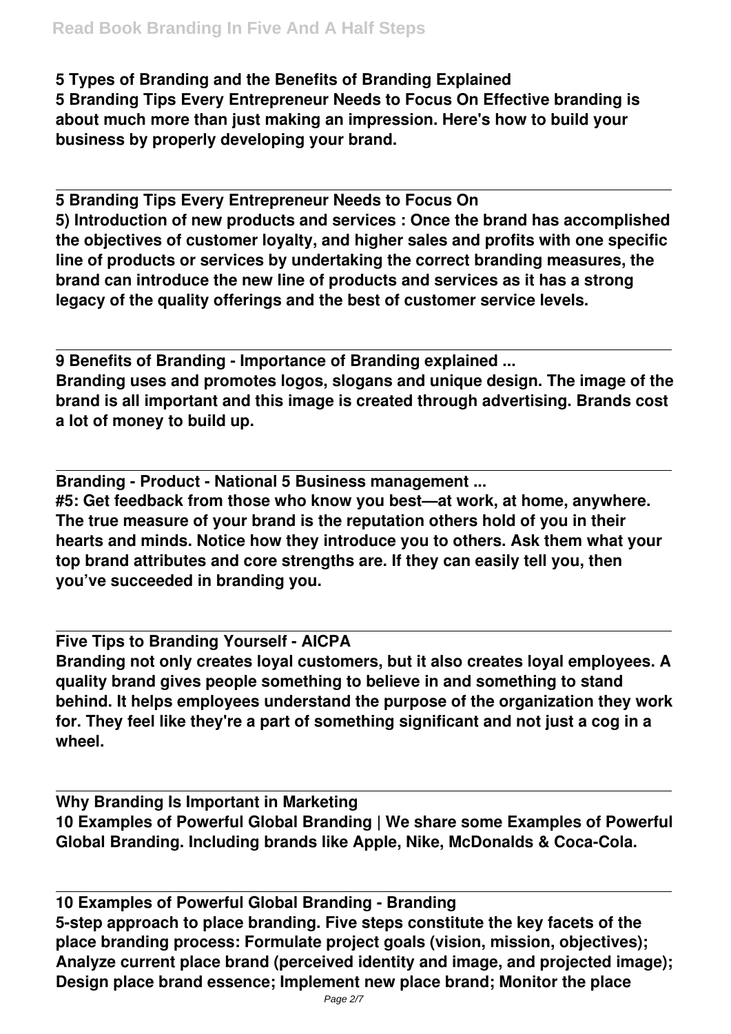**5 Types of Branding and the Benefits of Branding Explained**
**5 Branding Tips Every Entrepreneur Needs to Focus On Effective branding is about much more than just making an impression. Here's how to build your business by properly developing your brand.**

**5 Branding Tips Every Entrepreneur Needs to Focus On**
**5) Introduction of new products and services : Once the brand has accomplished the objectives of customer loyalty, and higher sales and profits with one specific line of products or services by undertaking the correct branding measures, the brand can introduce the new line of products and services as it has a strong legacy of the quality offerings and the best of customer service levels.**

**9 Benefits of Branding - Importance of Branding explained ...**
**Branding uses and promotes logos, slogans and unique design. The image of the brand is all important and this image is created through advertising. Brands cost a lot of money to build up.**

**Branding - Product - National 5 Business management ...**
**#5: Get feedback from those who know you best—at work, at home, anywhere. The true measure of your brand is the reputation others hold of you in their hearts and minds. Notice how they introduce you to others. Ask them what your top brand attributes and core strengths are. If they can easily tell you, then you've succeeded in branding you.**

**Five Tips to Branding Yourself - AICPA**
**Branding not only creates loyal customers, but it also creates loyal employees. A quality brand gives people something to believe in and something to stand behind. It helps employees understand the purpose of the organization they work for. They feel like they're a part of something significant and not just a cog in a wheel.**

**Why Branding Is Important in Marketing**
**10 Examples of Powerful Global Branding | We share some Examples of Powerful Global Branding. Including brands like Apple, Nike, McDonalds & Coca-Cola.**

**10 Examples of Powerful Global Branding - Branding**
**5-step approach to place branding. Five steps constitute the key facets of the place branding process: Formulate project goals (vision, mission, objectives); Analyze current place brand (perceived identity and image, and projected image); Design place brand essence; Implement new place brand; Monitor the place**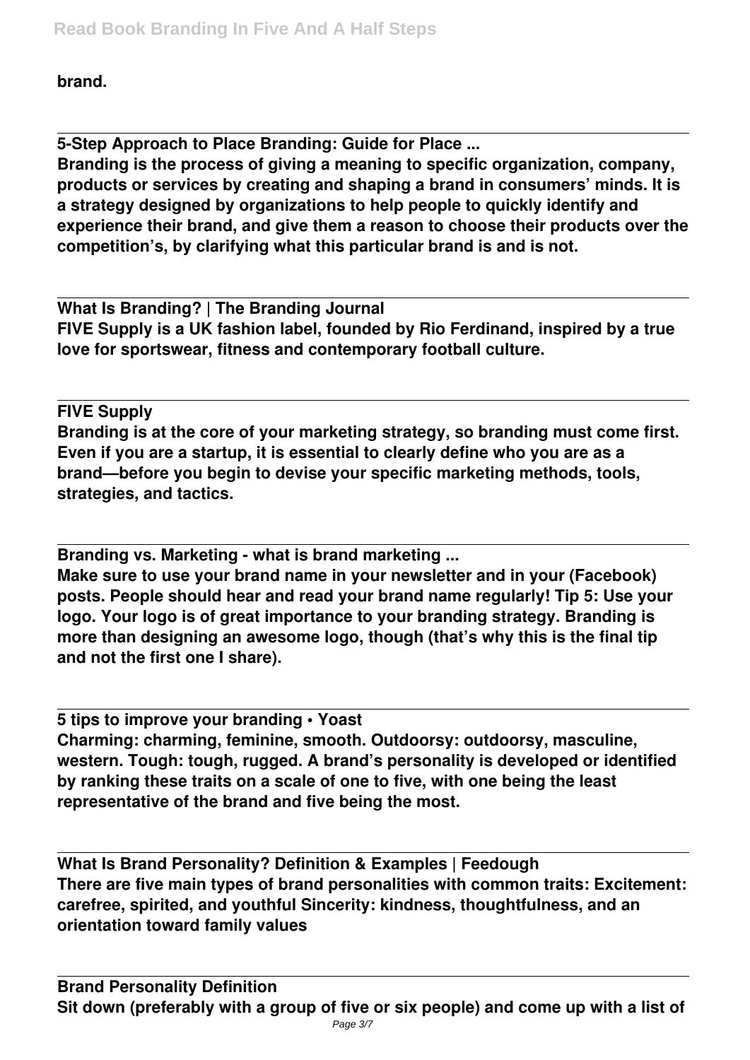brand.

**5-Step Approach to Place Branding: Guide for Place ...**

**Branding is the process of giving a meaning to specific organization, company, products or services by creating and shaping a brand in consumers' minds. It is a strategy designed by organizations to help people to quickly identify and experience their brand, and give them a reason to choose their products over the competition's, by clarifying what this particular brand is and is not.**

**What Is Branding? | The Branding Journal**

**FIVE Supply is a UK fashion label, founded by Rio Ferdinand, inspired by a true love for sportswear, fitness and contemporary football culture.**

**FIVE Supply**

**Branding is at the core of your marketing strategy, so branding must come first. Even if you are a startup, it is essential to clearly define who you are as a brand—before you begin to devise your specific marketing methods, tools, strategies, and tactics.**

**Branding vs. Marketing - what is brand marketing ...**

**Make sure to use your brand name in your newsletter and in your (Facebook) posts. People should hear and read your brand name regularly! Tip 5: Use your logo. Your logo is of great importance to your branding strategy. Branding is more than designing an awesome logo, though (that's why this is the final tip and not the first one I share).**

**5 tips to improve your branding • Yoast**

**Charming: charming, feminine, smooth. Outdoorsy: outdoorsy, masculine, western. Tough: tough, rugged. A brand's personality is developed or identified by ranking these traits on a scale of one to five, with one being the least representative of the brand and five being the most.**

**What Is Brand Personality? Definition & Examples | Feedough**

**There are five main types of brand personalities with common traits: Excitement: carefree, spirited, and youthful Sincerity: kindness, thoughtfulness, and an orientation toward family values**

**Brand Personality Definition**

**Sit down (preferably with a group of five or six people) and come up with a list of**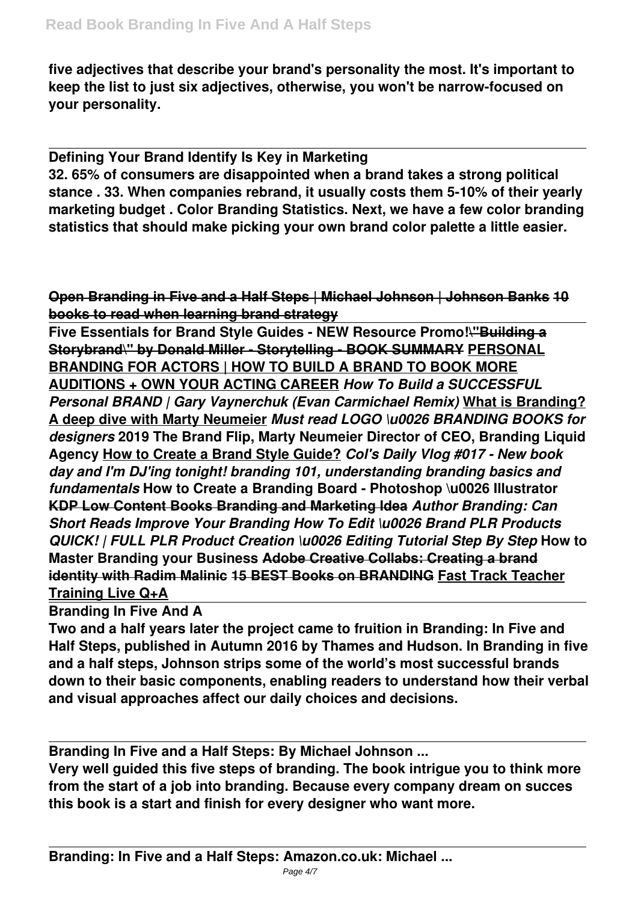**five adjectives that describe your brand's personality the most. It's important to keep the list to just six adjectives, otherwise, you won't be narrow-focused on your personality.**

**Defining Your Brand Identify Is Key in Marketing**

**32. 65% of consumers are disappointed when a brand takes a strong political stance . 33. When companies rebrand, it usually costs them 5-10% of their yearly marketing budget . Color Branding Statistics. Next, we have a few color branding statistics that should make picking your own brand color palette a little easier.**

**~~Open Branding in Five and a Half Steps | Michael Johnson | Johnson Banks~~ ~~10 books to read when learning brand strategy~~**

**Five Essentials for Brand Style Guides - NEW Resource Promo!~~\"Building a Storybrand\" by Donald Miller - Storytelling - BOOK SUMMARY~~ PERSONAL BRANDING FOR ACTORS | HOW TO BUILD A BRAND TO BOOK MORE AUDITIONS + OWN YOUR ACTING CAREER** ***How To Build a SUCCESSFUL Personal BRAND | Gary Vaynerchuk (Evan Carmichael Remix)*** **What is Branding? A deep dive with Marty Neumeier** ***Must read LOGO \u0026 BRANDING BOOKS for designers*** **2019 The Brand Flip, Marty Neumeier Director of CEO, Branding Liquid Agency How to Create a Brand Style Guide?** ***Col's Daily Vlog #017 - New book day and I'm DJ'ing tonight! branding 101, understanding branding basics and fundamentals*** **How to Create a Branding Board - Photoshop \u0026 Illustrator ~~KDP Low Content Books Branding and Marketing Idea~~** ***Author Branding: Can Short Reads Improve Your Branding How To Edit \u0026 Brand PLR Products QUICK! | FULL PLR Product Creation \u0026 Editing Tutorial Step By Step*** **How to Master Branding your Business ~~Adobe Creative Collabs: Creating a brand identity with Radim Malinic~~ ~~15 BEST Books on BRANDING~~ Fast Track Teacher Training Live Q+A**

**Branding In Five And A**

**Two and a half years later the project came to fruition in Branding: In Five and Half Steps, published in Autumn 2016 by Thames and Hudson. In Branding in five and a half steps, Johnson strips some of the world's most successful brands down to their basic components, enabling readers to understand how their verbal and visual approaches affect our daily choices and decisions.**

**Branding In Five and a Half Steps: By Michael Johnson ...**

**Very well guided this five steps of branding. The book intrigue you to think more from the start of a job into branding. Because every company dream on succes this book is a start and finish for every designer who want more.**

**Branding: In Five and a Half Steps: Amazon.co.uk: Michael ...**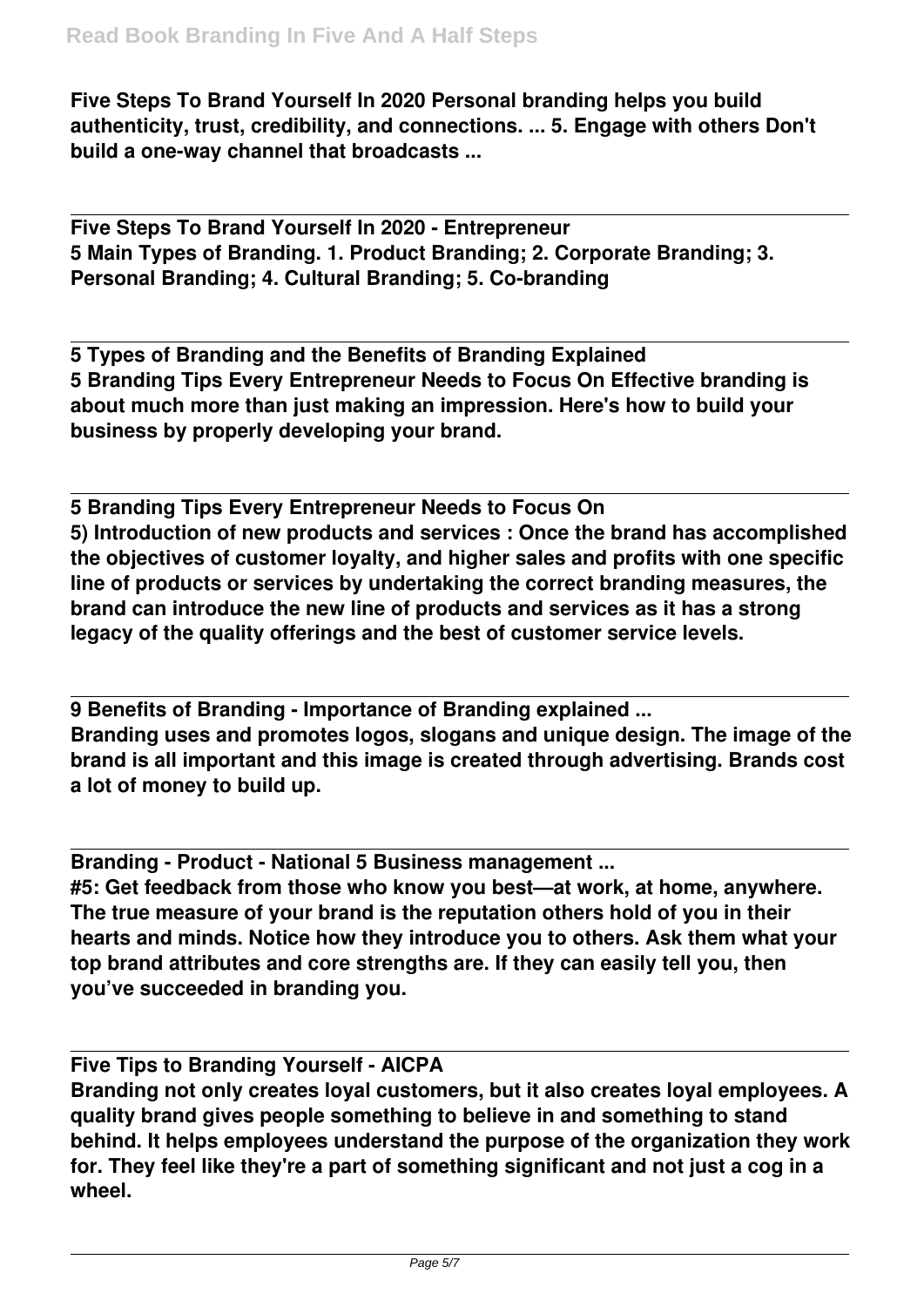**Five Steps To Brand Yourself In 2020 Personal branding helps you build authenticity, trust, credibility, and connections. ... 5. Engage with others Don't build a one-way channel that broadcasts ...**

**Five Steps To Brand Yourself In 2020 - Entrepreneur**

**5 Main Types of Branding. 1. Product Branding; 2. Corporate Branding; 3. Personal Branding; 4. Cultural Branding; 5. Co-branding**

**5 Types of Branding and the Benefits of Branding Explained**

**5 Branding Tips Every Entrepreneur Needs to Focus On Effective branding is about much more than just making an impression. Here's how to build your business by properly developing your brand.**

**5 Branding Tips Every Entrepreneur Needs to Focus On**

**5) Introduction of new products and services : Once the brand has accomplished the objectives of customer loyalty, and higher sales and profits with one specific line of products or services by undertaking the correct branding measures, the brand can introduce the new line of products and services as it has a strong legacy of the quality offerings and the best of customer service levels.**

**9 Benefits of Branding - Importance of Branding explained ...**

**Branding uses and promotes logos, slogans and unique design. The image of the brand is all important and this image is created through advertising. Brands cost a lot of money to build up.**

**Branding - Product - National 5 Business management ...**

**#5: Get feedback from those who know you best—at work, at home, anywhere. The true measure of your brand is the reputation others hold of you in their hearts and minds. Notice how they introduce you to others. Ask them what your top brand attributes and core strengths are. If they can easily tell you, then you've succeeded in branding you.**

**Five Tips to Branding Yourself - AICPA**

**Branding not only creates loyal customers, but it also creates loyal employees. A quality brand gives people something to believe in and something to stand behind. It helps employees understand the purpose of the organization they work for. They feel like they're a part of something significant and not just a cog in a wheel.**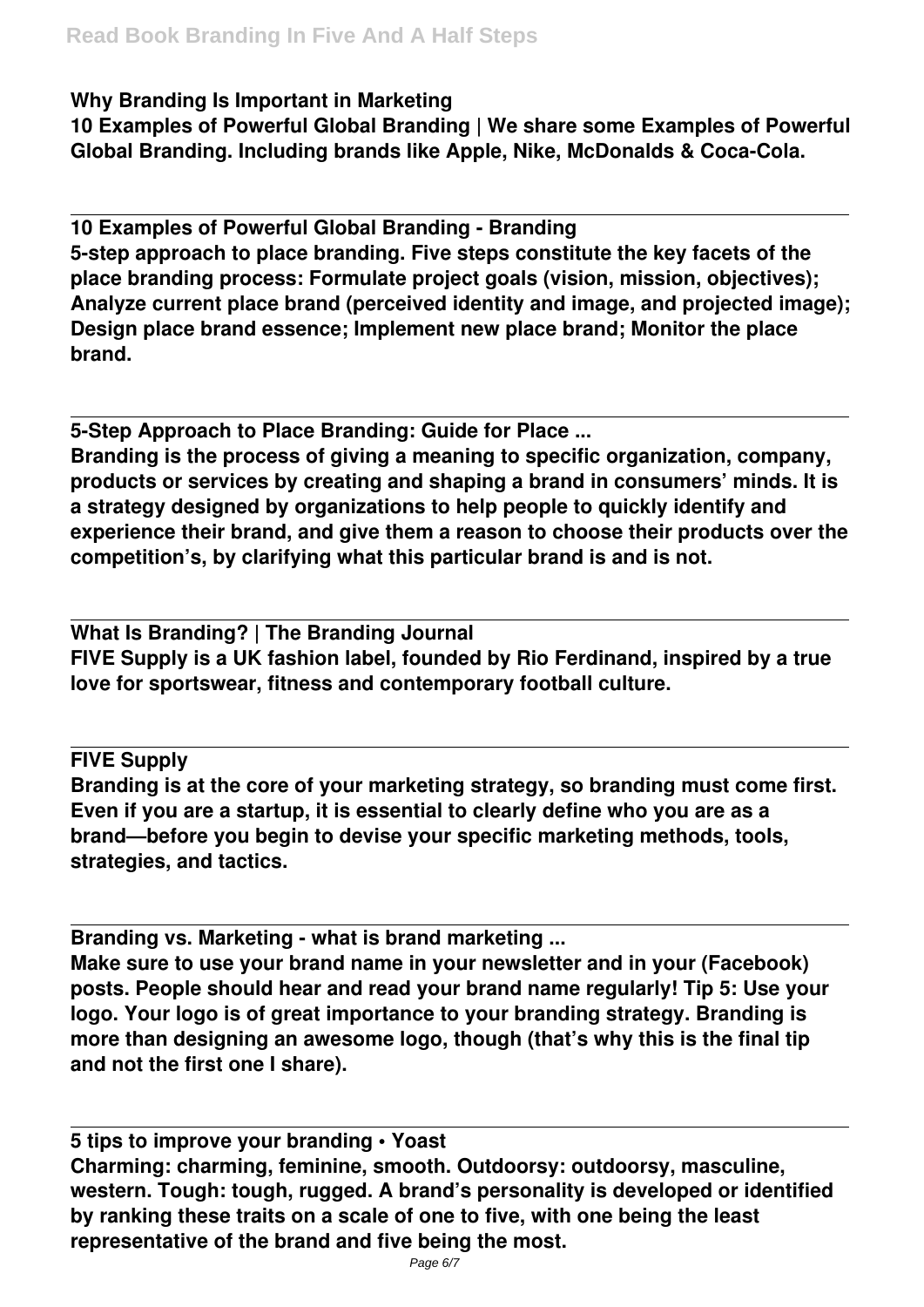**Why Branding Is Important in Marketing**

**10 Examples of Powerful Global Branding | We share some Examples of Powerful Global Branding. Including brands like Apple, Nike, McDonalds & Coca-Cola.**

**10 Examples of Powerful Global Branding - Branding**

**5-step approach to place branding. Five steps constitute the key facets of the place branding process: Formulate project goals (vision, mission, objectives); Analyze current place brand (perceived identity and image, and projected image); Design place brand essence; Implement new place brand; Monitor the place brand.**

**5-Step Approach to Place Branding: Guide for Place ...**

**Branding is the process of giving a meaning to specific organization, company, products or services by creating and shaping a brand in consumers' minds. It is a strategy designed by organizations to help people to quickly identify and experience their brand, and give them a reason to choose their products over the competition's, by clarifying what this particular brand is and is not.**

**What Is Branding? | The Branding Journal**

**FIVE Supply is a UK fashion label, founded by Rio Ferdinand, inspired by a true love for sportswear, fitness and contemporary football culture.**

**FIVE Supply**

**Branding is at the core of your marketing strategy, so branding must come first. Even if you are a startup, it is essential to clearly define who you are as a brand—before you begin to devise your specific marketing methods, tools, strategies, and tactics.**

**Branding vs. Marketing - what is brand marketing ...**

**Make sure to use your brand name in your newsletter and in your (Facebook) posts. People should hear and read your brand name regularly! Tip 5: Use your logo. Your logo is of great importance to your branding strategy. Branding is more than designing an awesome logo, though (that's why this is the final tip and not the first one I share).**

**5 tips to improve your branding • Yoast**

**Charming: charming, feminine, smooth. Outdoorsy: outdoorsy, masculine, western. Tough: tough, rugged. A brand's personality is developed or identified by ranking these traits on a scale of one to five, with one being the least representative of the brand and five being the most.**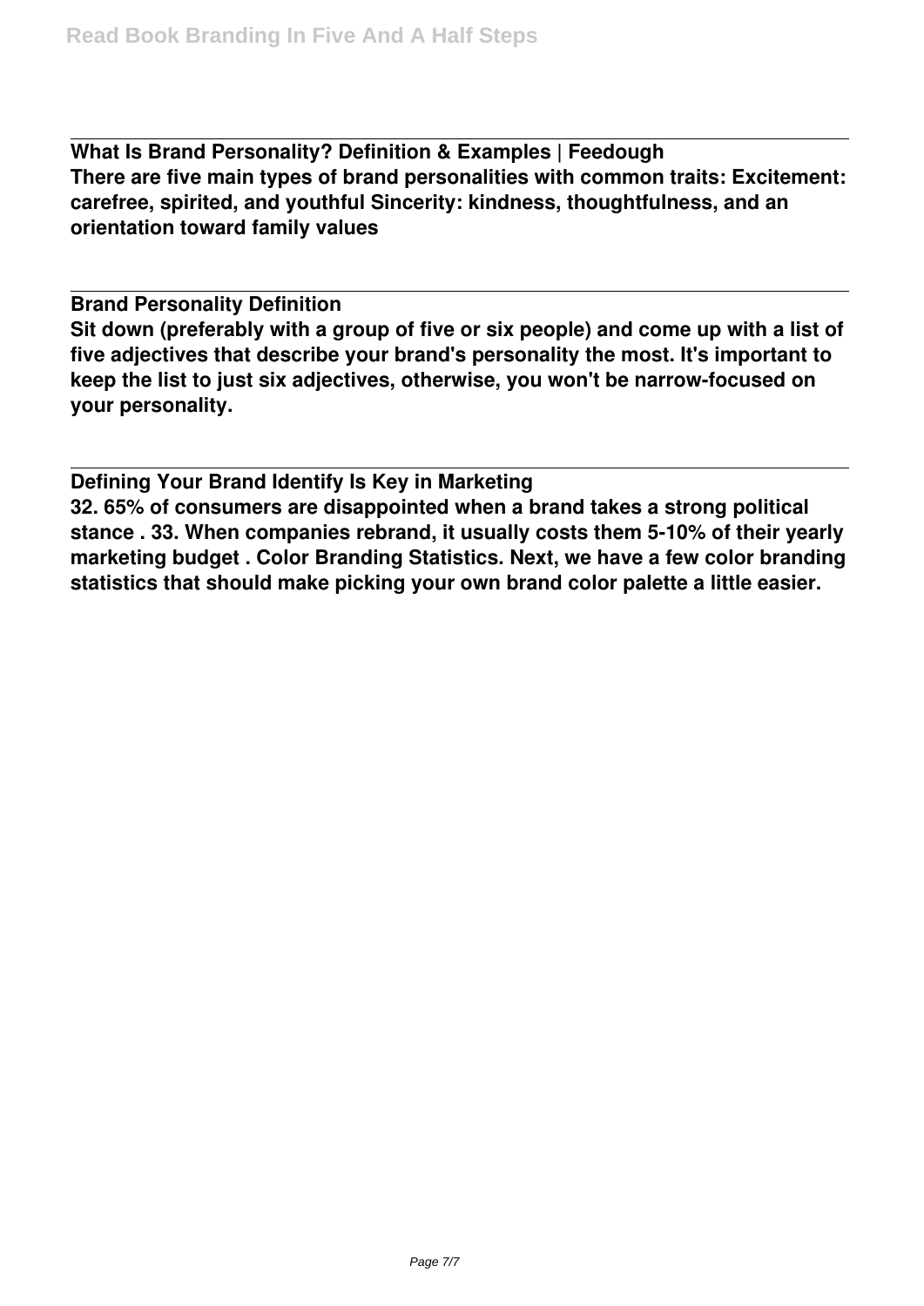**What Is Brand Personality? Definition & Examples | Feedough**
**There are five main types of brand personalities with common traits: Excitement: carefree, spirited, and youthful Sincerity: kindness, thoughtfulness, and an orientation toward family values**

**Brand Personality Definition**
**Sit down (preferably with a group of five or six people) and come up with a list of five adjectives that describe your brand's personality the most. It's important to keep the list to just six adjectives, otherwise, you won't be narrow-focused on your personality.**

**Defining Your Brand Identify Is Key in Marketing**
**32. 65% of consumers are disappointed when a brand takes a strong political stance . 33. When companies rebrand, it usually costs them 5-10% of their yearly marketing budget . Color Branding Statistics. Next, we have a few color branding statistics that should make picking your own brand color palette a little easier.**